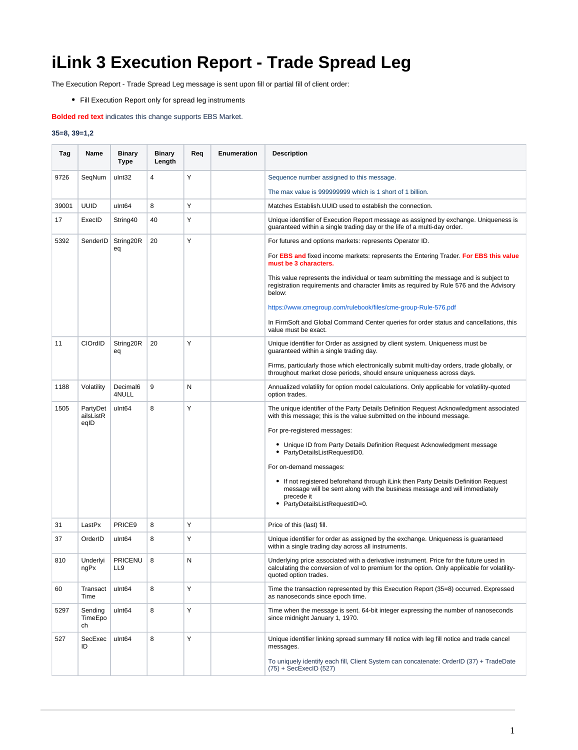# iLink 3 Execution Report - Trade Spread Leg

The Execution Report - Trade Spread Leg message is sent upon fill or partial fill of client order:

- Fill Execution Report only for spread leg instruments

**Bolded red text** indicates this change supports EBS Market.

**35=8, 39=1,2**

| Tag | Name | Binary Type | Binary Length | Req | Enumeration | Description |
|---|---|---|---|---|---|---|
| 9726 | SeqNum | uInt32 | 4 | Y | | Sequence number assigned to this message.<br><br>The max value is 999999999 which is 1 short of 1 billion. |
| 39001 | UUID | uInt64 | 8 | Y | | Matches Establish.UUID used to establish the connection. |
| 17 | ExecID | String40 | 40 | Y | | Unique identifier of Execution Report message as assigned by exchange. Uniqueness is guaranteed within a single trading day or the life of a multi-day order. |
| 5392 | SenderID | String20Req | 20 | Y | | For futures and options markets: represents Operator ID.<br><br>For **EBS and** fixed income markets: represents the Entering Trader. **For EBS this value must be 3 characters.**<br><br>This value represents the individual or team submitting the message and is subject to registration requirements and character limits as required by Rule 576 and the Advisory below:<br><br>https://www.cmegroup.com/rulebook/files/cme-group-Rule-576.pdf<br><br>In FirmSoft and Global Command Center queries for order status and cancellations, this value must be exact. |
| 11 | ClOrdID | String20Req | 20 | Y | | Unique identifier for Order as assigned by client system. Uniqueness must be guaranteed within a single trading day.<br><br>Firms, particularly those which electronically submit multi-day orders, trade globally, or throughout market close periods, should ensure uniqueness across days. |
| 1188 | Volatility | Decimal64NULL | 9 | N | | Annualized volatility for option model calculations. Only applicable for volatility-quoted option trades. |
| 1505 | PartyDetailsListReqID | uInt64 | 8 | Y | | The unique identifier of the Party Details Definition Request Acknowledgment associated with this message; this is the value submitted on the inbound message.<br><br>For pre-registered messages:<br><br>• Unique ID from Party Details Definition Request Acknowledgment message<br>• PartyDetailsListRequestID0.<br><br>For on-demand messages:<br><br>• If not registered beforehand through iLink then Party Details Definition Request message will be sent along with the business message and will immediately precede it<br>• PartyDetailsListRequestID=0. |
| 31 | LastPx | PRICE9 | 8 | Y | | Price of this (last) fill. |
| 37 | OrderID | uInt64 | 8 | Y | | Unique identifier for order as assigned by the exchange. Uniqueness is guaranteed within a single trading day across all instruments. |
| 810 | UnderlyingPx | PRICENULL9 | 8 | N | | Underlying price associated with a derivative instrument. Price for the future used in calculating the conversion of vol to premium for the option. Only applicable for volatility-quoted option trades. |
| 60 | TransactTime | uInt64 | 8 | Y | | Time the transaction represented by this Execution Report (35=8) occurred. Expressed as nanoseconds since epoch time. |
| 5297 | SendingTimeEpoch | uInt64 | 8 | Y | | Time when the message is sent. 64-bit integer expressing the number of nanoseconds since midnight January 1, 1970. |
| 527 | SecExecID | uInt64 | 8 | Y | | Unique identifier linking spread summary fill notice with leg fill notice and trade cancel messages.<br><br>To uniquely identify each fill, Client System can concatenate: OrderID (37) + TradeDate (75) + SecExecID (527) |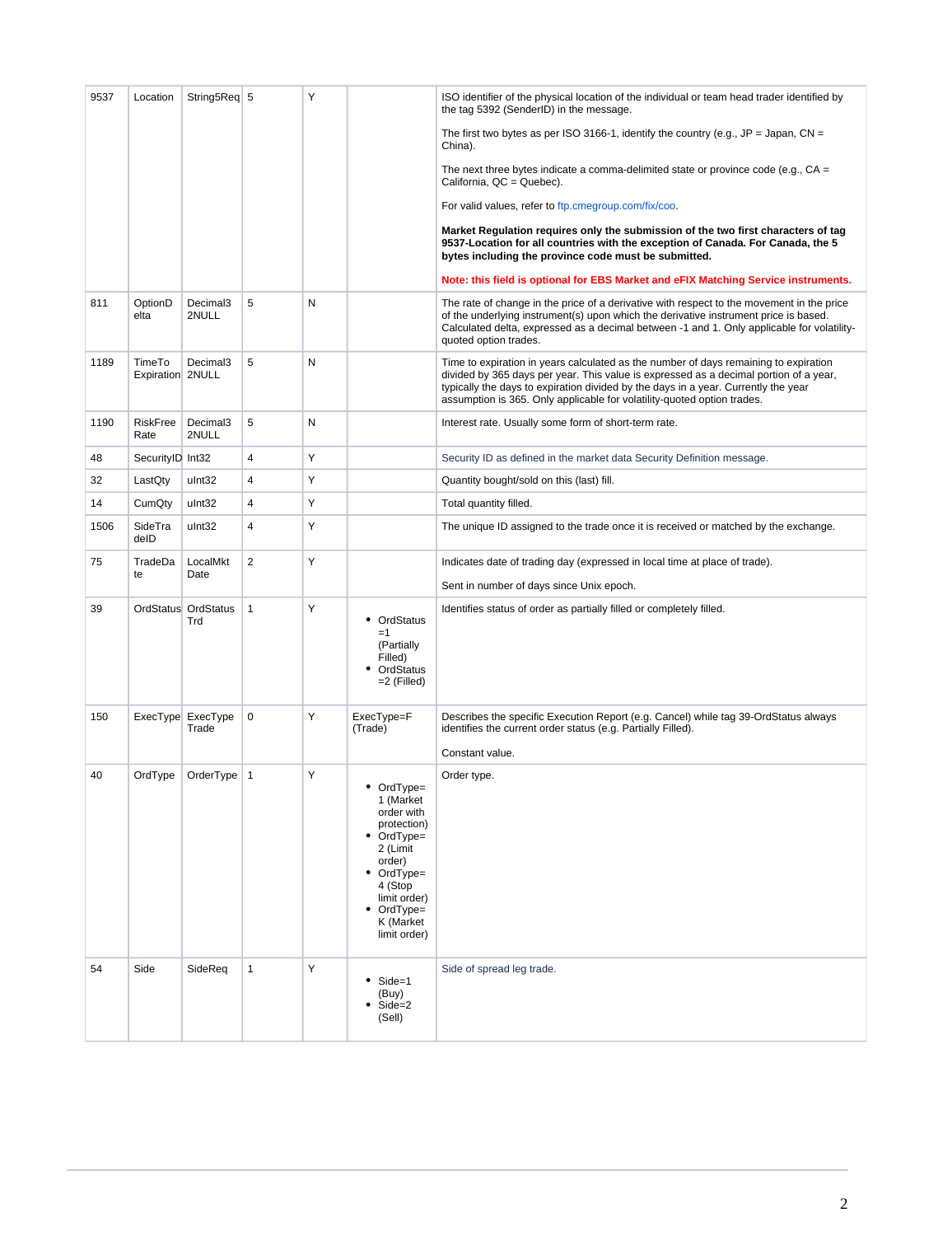| | | | | | | |
|---|---|---|---|---|---|---|
| 9537 | Location | String5Req | 5 | Y | | ISO identifier of the physical location of the individual or team head trader identified by the tag 5392 (SenderID) in the message.<br><br>The first two bytes as per ISO 3166-1, identify the country (e.g., JP = Japan, CN = China).<br><br>The next three bytes indicate a comma-delimited state or province code (e.g., CA = California, QC = Quebec).<br><br>For valid values, refer to ftp.cmegroup.com/fix/coo.<br><br>**Market Regulation requires only the submission of the two first characters of tag 9537-Location for all countries with the exception of Canada. For Canada, the 5 bytes including the province code must be submitted.**<br><br>**Note: this field is optional for EBS Market and eFIX Matching Service instruments.** |
| 811 | OptionDelta | Decimal32NULL | 5 | N | | The rate of change in the price of a derivative with respect to the movement in the price of the underlying instrument(s) upon which the derivative instrument price is based. Calculated delta, expressed as a decimal between -1 and 1. Only applicable for volatility-quoted option trades. |
| 1189 | TimeToExpiration | Decimal32NULL | 5 | N | | Time to expiration in years calculated as the number of days remaining to expiration divided by 365 days per year. This value is expressed as a decimal portion of a year, typically the days to expiration divided by the days in a year. Currently the year assumption is 365. Only applicable for volatility-quoted option trades. |
| 1190 | RiskFreeRate | Decimal32NULL | 5 | N | | Interest rate. Usually some form of short-term rate. |
| 48 | SecurityID | Int32 | 4 | Y | | Security ID as defined in the market data Security Definition message. |
| 32 | LastQty | uInt32 | 4 | Y | | Quantity bought/sold on this (last) fill. |
| 14 | CumQty | uInt32 | 4 | Y | | Total quantity filled. |
| 1506 | SideTradeID | uInt32 | 4 | Y | | The unique ID assigned to the trade once it is received or matched by the exchange. |
| 75 | TradeDate | LocalMktDate | 2 | Y | | Indicates date of trading day (expressed in local time at place of trade).<br><br>Sent in number of days since Unix epoch. |
| 39 | OrdStatus | OrdStatusTrd | 1 | Y | • OrdStatus =1 (Partially Filled)<br>• OrdStatus =2 (Filled) | Identifies status of order as partially filled or completely filled. |
| 150 | ExecType | ExecTypeTrade | 0 | Y | ExecType=F (Trade) | Describes the specific Execution Report (e.g. Cancel) while tag 39-OrdStatus always identifies the current order status (e.g. Partially Filled).<br><br>Constant value. |
| 40 | OrdType | OrderType | 1 | Y | • OrdType=1 (Market order with protection)<br>• OrdType=2 (Limit order)<br>• OrdType=4 (Stop limit order)<br>• OrdType=K (Market limit order) | Order type. |
| 54 | Side | SideReq | 1 | Y | • Side=1 (Buy)<br>• Side=2 (Sell) | Side of spread leg trade. |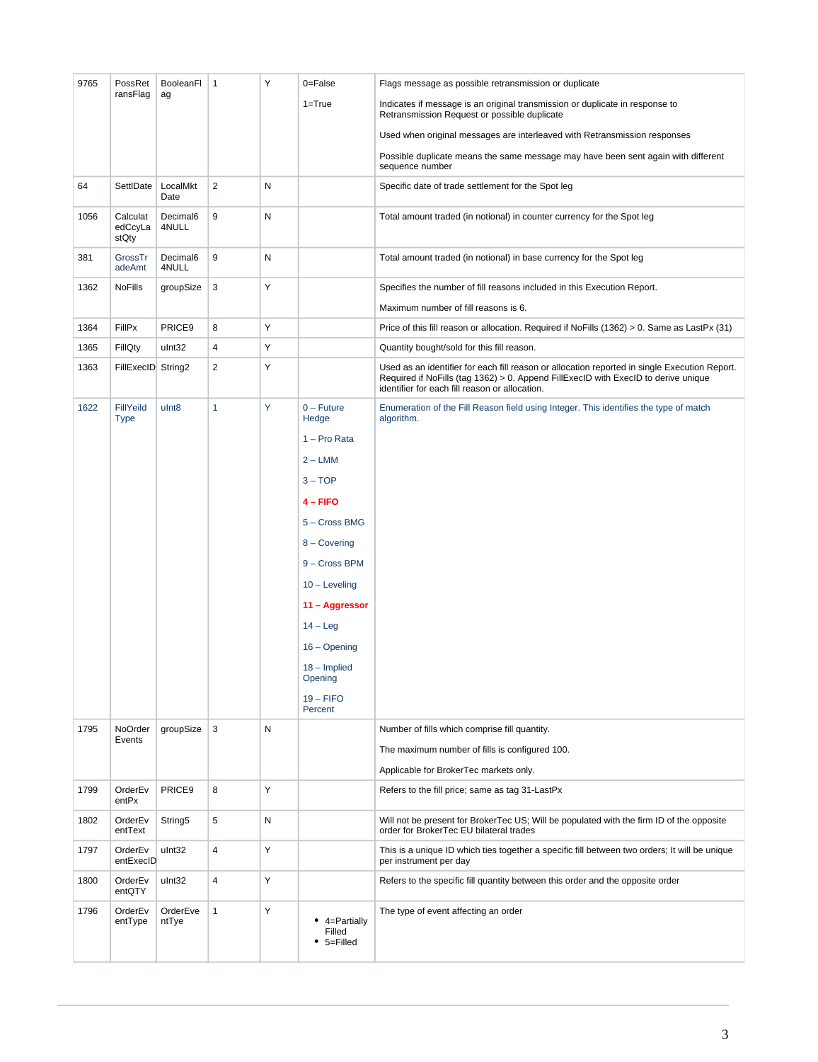| | | | | | | |
|---|---|---|---|---|---|---|
| 9765 | PossRetransFlag | BooleanFlag | 1 | Y | 0=False<br><br>1=True | Flags message as possible retransmission or duplicate<br><br>Indicates if message is an original transmission or duplicate in response to Retransmission Request or possible duplicate<br><br>Used when original messages are interleaved with Retransmission responses<br><br>Possible duplicate means the same message may have been sent again with different sequence number |
| 64 | SettlDate | LocalMktDate | 2 | N | | Specific date of trade settlement for the Spot leg |
| 1056 | CalculatedCcyLastQty | Decimal64NULL | 9 | N | | Total amount traded (in notional) in counter currency for the Spot leg |
| 381 | GrossTradeAmt | Decimal64NULL | 9 | N | | Total amount traded (in notional) in base currency for the Spot leg |
| 1362 | NoFills | groupSize | 3 | Y | | Specifies the number of fill reasons included in this Execution Report.<br><br>Maximum number of fill reasons is 6. |
| 1364 | FillPx | PRICE9 | 8 | Y | | Price of this fill reason or allocation. Required if NoFills (1362) > 0. Same as LastPx (31) |
| 1365 | FillQty | uInt32 | 4 | Y | | Quantity bought/sold for this fill reason. |
| 1363 | FillExecID | String2 | 2 | Y | | Used as an identifier for each fill reason or allocation reported in single Execution Report. Required if NoFills (tag 1362) > 0. Append FillExecID with ExecID to derive unique identifier for each fill reason or allocation. |
| 1622 | FillYeild Type | uInt8 | 1 | Y | 0 – Future Hedge<br><br>1 – Pro Rata<br><br>2 – LMM<br><br>3 – TOP<br><br>**4 – FIFO**<br><br>5 – Cross BMG<br><br>8 – Covering<br><br>9 – Cross BPM<br><br>10 – Leveling<br><br>**11 – Aggressor**<br><br>14 – Leg<br><br>16 – Opening<br><br>18 – Implied Opening<br><br>19 – FIFO Percent | Enumeration of the Fill Reason field using Integer. This identifies the type of match algorithm. |
| 1795 | NoOrderEvents | groupSize | 3 | N | | Number of fills which comprise fill quantity.<br><br>The maximum number of fills is configured 100.<br><br>Applicable for BrokerTec markets only. |
| 1799 | OrderEventPx | PRICE9 | 8 | Y | | Refers to the fill price; same as tag 31-LastPx |
| 1802 | OrderEventText | String5 | 5 | N | | Will not be present for BrokerTec US; Will be populated with the firm ID of the opposite order for BrokerTec EU bilateral trades |
| 1797 | OrderEventExecID | uInt32 | 4 | Y | | This is a unique ID which ties together a specific fill between two orders; It will be unique per instrument per day |
| 1800 | OrderEventQTY | uInt32 | 4 | Y | | Refers to the specific fill quantity between this order and the opposite order |
| 1796 | OrderEventType | OrderEventTye | 1 | Y | • 4=Partially Filled<br>• 5=Filled | The type of event affecting an order |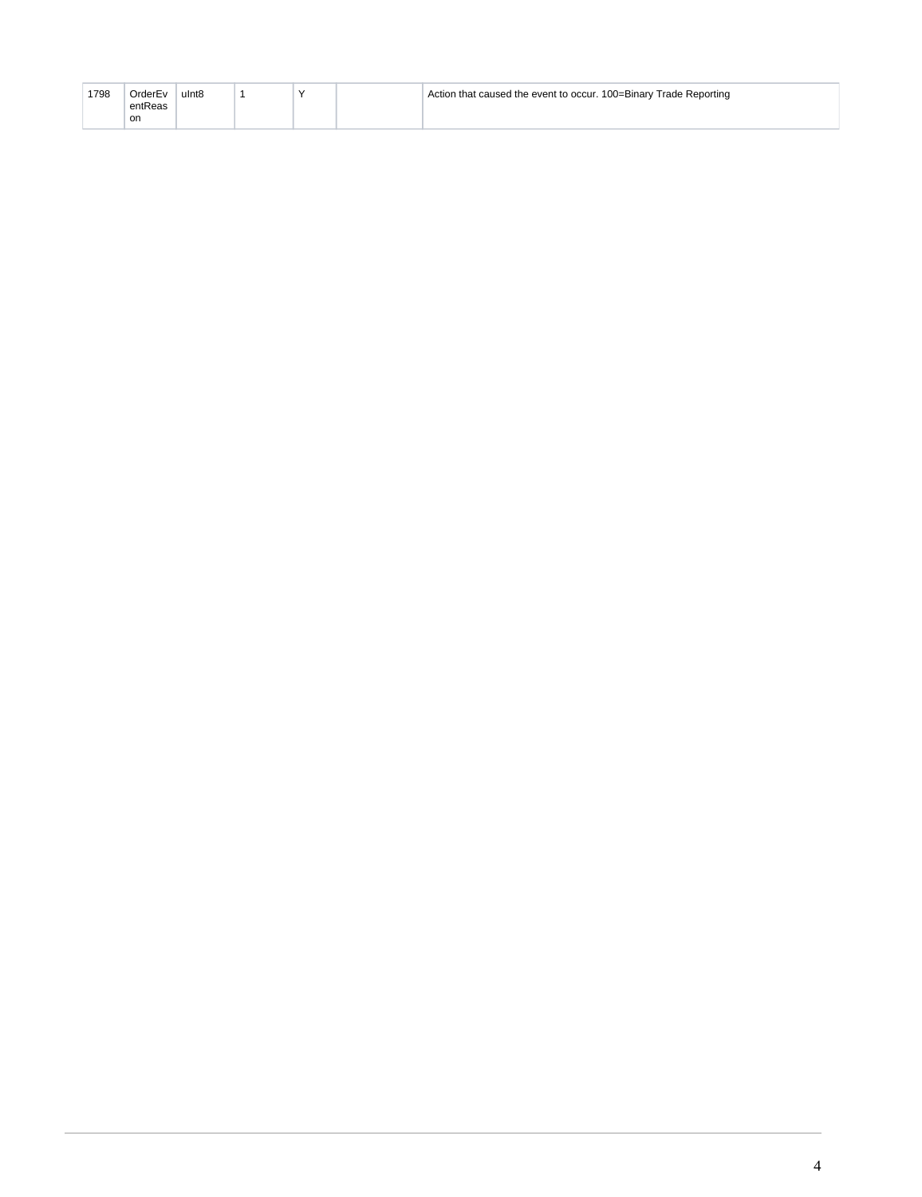| | | | | | | |
|---|---|---|---|---|---|---|
| 1798 | OrderEventReason | uInt8 | 1 | Y | | Action that caused the event to occur. 100=Binary Trade Reporting |